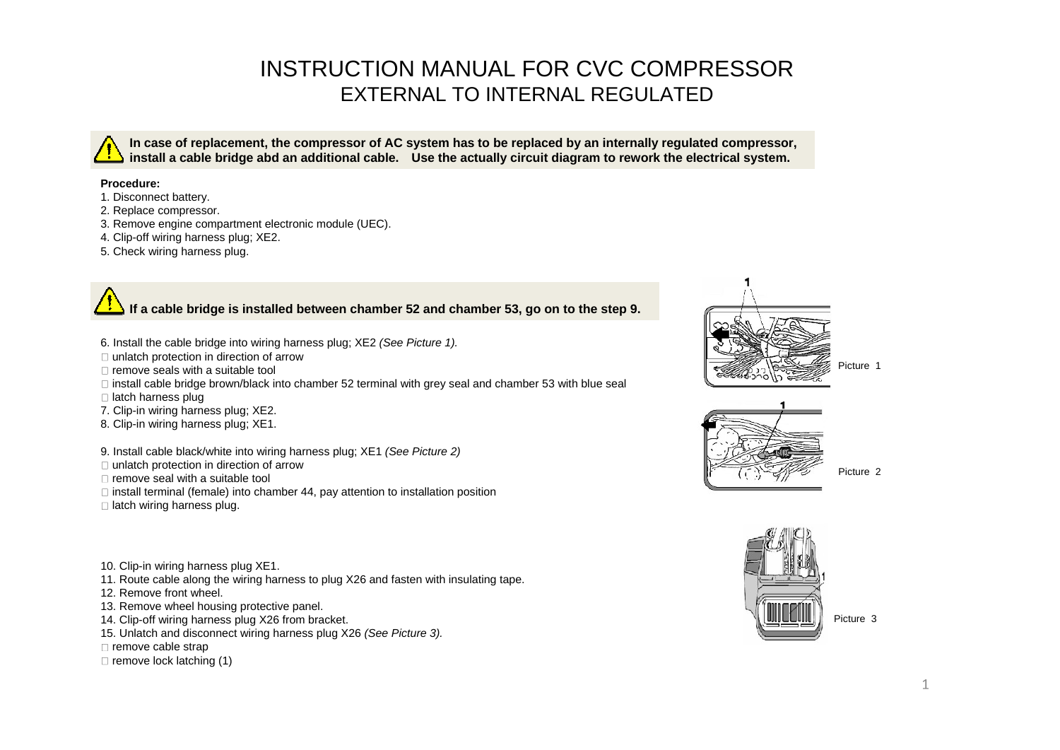# INSTRUCTION MANUAL FOR CVC COMPRESSOR

## EXTERNAL TO INTERNAL REGULATED

**In case of replacement, the compressor of AC system has to be replaced by an internally regulated compressor, install a cable bridge abd an additional cable.   Use the actually circuit diagram to rework the electrical system.**

**Procedure:**

1. Disconnect battery.
2. Replace compressor.
3. Remove engine compartment electronic module (UEC).
4. Clip-off wiring harness plug; XE2.
5. Check wiring harness plug.

**If a cable bridge is installed between chamber 52 and chamber 53, go on to the step 9.**

6. Install the cable bridge into wiring harness plug; XE2 *(See Picture 1).*
   - unlatch protection in direction of arrow
   - remove seals with a suitable tool
   - install cable bridge brown/black into chamber 52 terminal with grey seal and chamber 53 with blue seal
   - latch harness plug
7. Clip-in wiring harness plug; XE2.
8. Clip-in wiring harness plug; XE1.
9. Install cable black/white into wiring harness plug; XE1 *(See Picture 2)*
   - unlatch protection in direction of arrow
   - remove seal with a suitable tool
   - install terminal (female) into chamber 44, pay attention to installation position
   - latch wiring harness plug.
10. Clip-in wiring harness plug XE1.
11. Route cable along the wiring harness to plug X26 and fasten with insulating tape.
12. Remove front wheel.
13. Remove wheel housing protective panel.
14. Clip-off wiring harness plug X26 from bracket.
15. Unlatch and disconnect wiring harness plug X26 *(See Picture 3).*
    - remove cable strap
    - remove lock latching (1)

Picture 1

Picture 2

Picture 3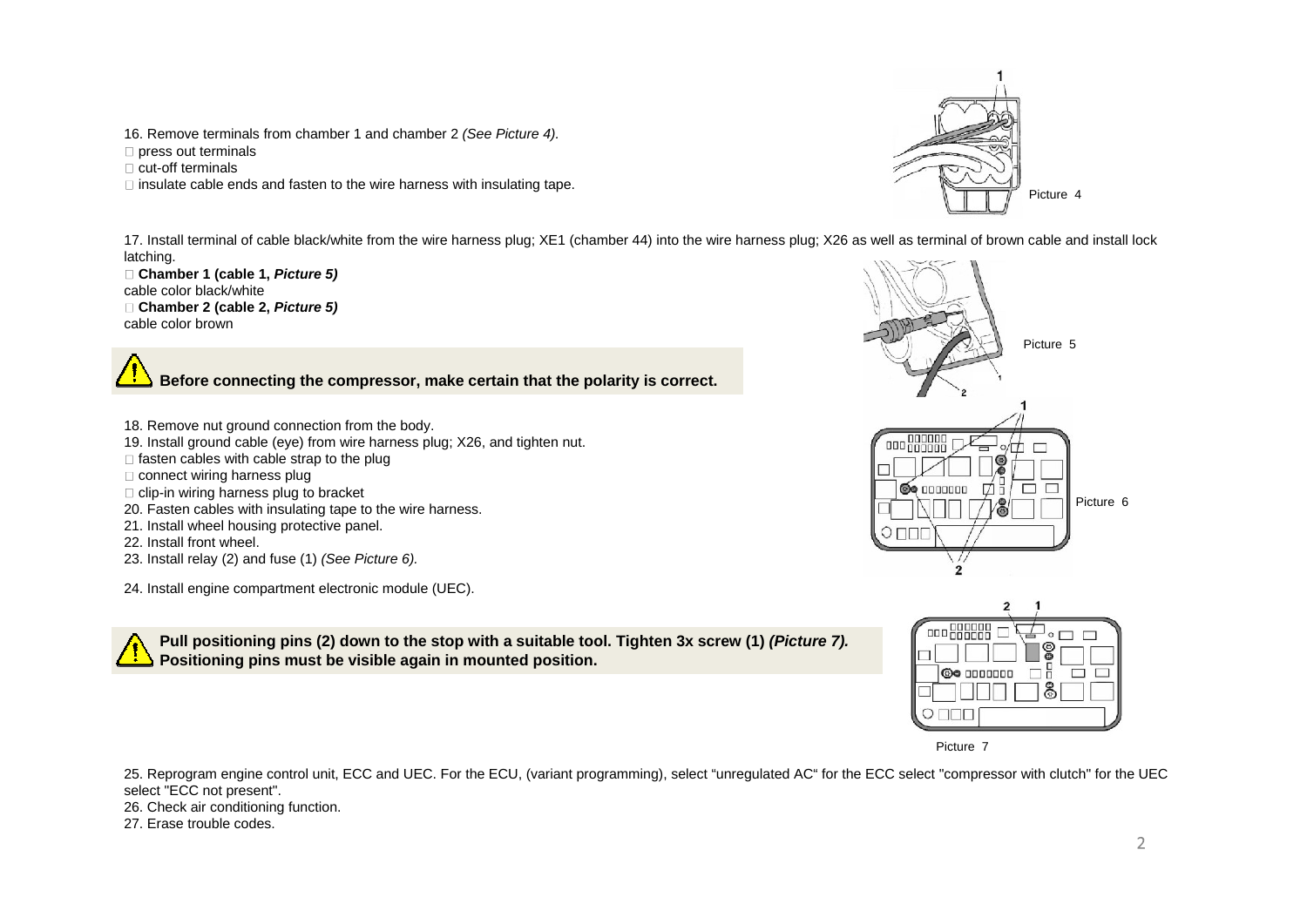16. Remove terminals from chamber 1 and chamber 2 *(See Picture 4).*

- press out terminals
- cut-off terminals
- insulate cable ends and fasten to the wire harness with insulating tape.

Picture 4

17. Install terminal of cable black/white from the wire harness plug; XE1 (chamber 44) into the wire harness plug; X26 as well as terminal of brown cable and install lock latching.

- **Chamber 1 (cable 1, *Picture 5)***
cable color black/white
- **Chamber 2 (cable 2, *Picture 5)***
cable color brown

Picture 5

**Before connecting the compressor, make certain that the polarity is correct.**

18. Remove nut ground connection from the body.
19. Install ground cable (eye) from wire harness plug; X26, and tighten nut.

- fasten cables with cable strap to the plug
- connect wiring harness plug
- clip-in wiring harness plug to bracket

20. Fasten cables with insulating tape to the wire harness.
21. Install wheel housing protective panel.
22. Install front wheel.
23. Install relay (2) and fuse (1) *(See Picture 6).*

Picture 6

24. Install engine compartment electronic module (UEC).

**Pull positioning pins (2) down to the stop with a suitable tool. Tighten 3x screw (1) *(Picture 7).* Positioning pins must be visible again in mounted position.**

Picture 7

25. Reprogram engine control unit, ECC and UEC. For the ECU, (variant programming), select "unregulated AC" for the ECC select "compressor with clutch" for the UEC select "ECC not present".
26. Check air conditioning function.
27. Erase trouble codes.